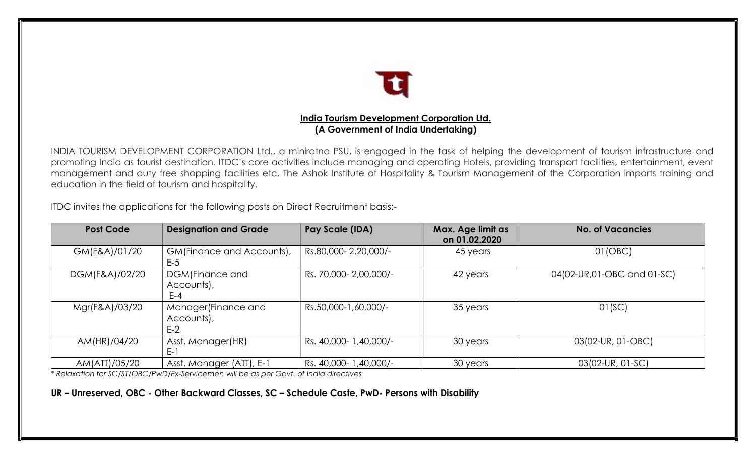**India Tourism Development Corporation Ltd.**
**(A Government of India Undertaking)**

INDIA TOURISM DEVELOPMENT CORPORATION Ltd., a miniratna PSU, is engaged in the task of helping the development of tourism infrastructure and promoting India as tourist destination. ITDC's core activities include managing and operating Hotels, providing transport facilities, entertainment, event management and duty free shopping facilities etc. The Ashok Institute of Hospitality & Tourism Management of the Corporation imparts training and education in the field of tourism and hospitality.

ITDC invites the applications for the following posts on Direct Recruitment basis:-

| Post Code | Designation and Grade | Pay Scale (IDA) | Max. Age limit as on 01.02.2020 | No. of Vacancies |
|---|---|---|---|---|
| GM(F&A)/01/20 | GM(Finance and Accounts), E-5 | Rs.80,000- 2,20,000/- | 45 years | 01(OBC) |
| DGM(F&A)/02/20 | DGM(Finance and Accounts), E-4 | Rs. 70,000- 2,00,000/- | 42 years | 04(02-UR,01-OBC and 01-SC) |
| Mgr(F&A)/03/20 | Manager(Finance and Accounts), E-2 | Rs.50,000-1,60,000/- | 35 years | 01(SC) |
| AM(HR)/04/20 | Asst. Manager(HR) E-1 | Rs. 40,000- 1,40,000/- | 30 years | 03(02-UR, 01-OBC) |
| AM(ATT)/05/20 | Asst. Manager (ATT), E-1 | Rs. 40,000- 1,40,000/- | 30 years | 03(02-UR, 01-SC) |

*\* Relaxation for SC/ST/OBC/PwD/Ex-Servicemen will be as per Govt. of India directives*

**UR – Unreserved, OBC - Other Backward Classes, SC – Schedule Caste, PwD- Persons with Disability**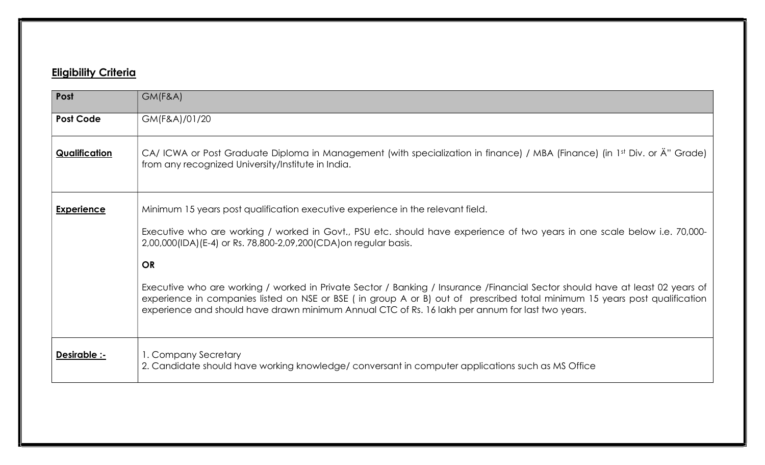## Eligibility Criteria

| **Post** | GM(F&A) |
|---|---|
| **Post Code** | GM(F&A)/01/20 |
| **Qualification** | CA/ ICWA or Post Graduate Diploma in Management (with specialization in finance) / MBA (Finance) (in 1st Div. or Ä" Grade) from any recognized University/Institute in India. |
| **Experience** | Minimum 15 years post qualification executive experience in the relevant field.<br><br>Executive who are working / worked in Govt., PSU etc. should have experience of two years in one scale below i.e. 70,000-2,00,000(IDA)(E-4) or Rs. 78,800-2,09,200(CDA)on regular basis.<br><br>**OR**<br><br>Executive who are working / worked in Private Sector / Banking / Insurance /Financial Sector should have at least 02 years of experience in companies listed on NSE or BSE ( in group A or B) out of prescribed total minimum 15 years post qualification experience and should have drawn minimum Annual CTC of Rs. 16 lakh per annum for last two years. |
| **Desirable :-** | 1. Company Secretary<br>2. Candidate should have working knowledge/ conversant in computer applications such as MS Office |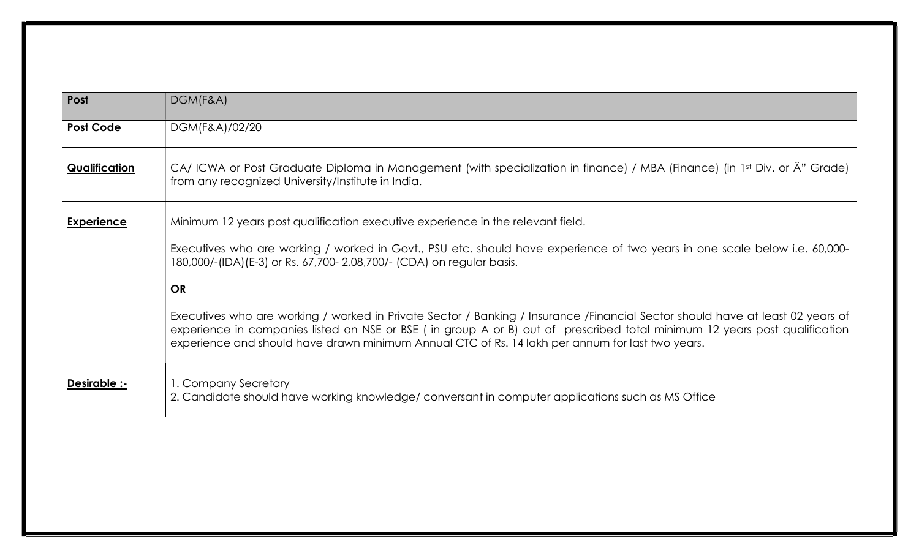| Post | DGM(F&A) |
| --- | --- |
| **Post Code** | DGM(F&A)/02/20 |
| **Qualification** | CA/ ICWA or Post Graduate Diploma in Management (with specialization in finance) / MBA (Finance) (in 1st Div. or Ä" Grade) from any recognized University/Institute in India. |
| **Experience** | Minimum 12 years post qualification executive experience in the relevant field.<br><br>Executives who are working / worked in Govt., PSU etc. should have experience of two years in one scale below i.e. 60,000-180,000/-(IDA)(E-3) or Rs. 67,700- 2,08,700/- (CDA) on regular basis.<br><br>**OR**<br><br>Executives who are working / worked in Private Sector / Banking / Insurance /Financial Sector should have at least 02 years of experience in companies listed on NSE or BSE ( in group A or B) out of prescribed total minimum 12 years post qualification experience and should have drawn minimum Annual CTC of Rs. 14 lakh per annum for last two years. |
| **Desirable :-** | 1. Company Secretary<br>2. Candidate should have working knowledge/ conversant in computer applications such as MS Office |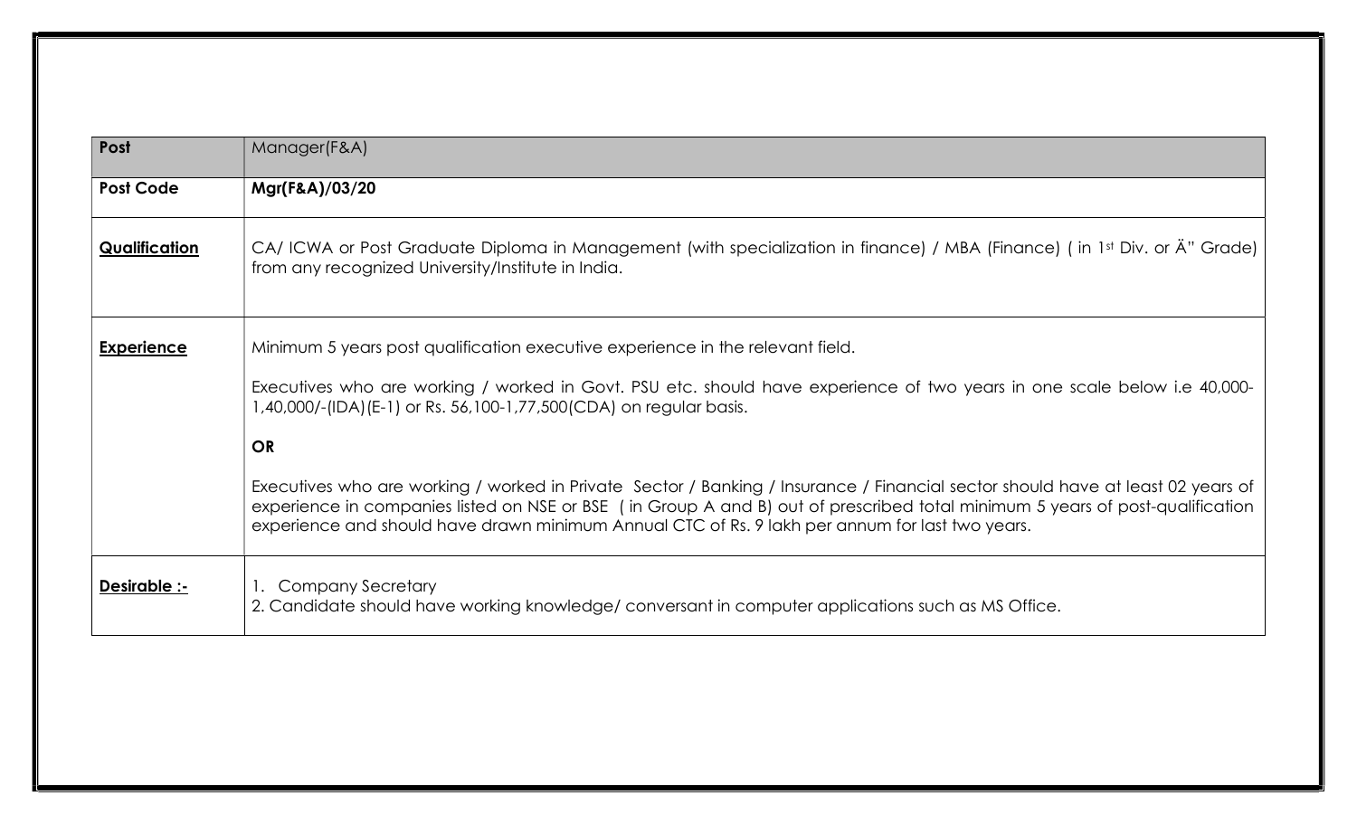| Post | Manager(F&A) |
|---|---|
| **Post Code** | **Mgr(F&A)/03/20** |
| **Qualification** | CA/ ICWA or Post Graduate Diploma in Management (with specialization in finance) / MBA (Finance) ( in 1st Div. or Ä" Grade) from any recognized University/Institute in India. |
| **Experience** | Minimum 5 years post qualification executive experience in the relevant field.<br><br>Executives who are working / worked in Govt. PSU etc. should have experience of two years in one scale below i.e 40,000-1,40,000/-(IDA)(E-1) or Rs. 56,100-1,77,500(CDA) on regular basis.<br><br>**OR**<br><br>Executives who are working / worked in Private Sector / Banking / Insurance / Financial sector should have at least 02 years of experience in companies listed on NSE or BSE ( in Group A and B) out of prescribed total minimum 5 years of post-qualification experience and should have drawn minimum Annual CTC of Rs. 9 lakh per annum for last two years. |
| **Desirable :-** | 1. Company Secretary<br>2. Candidate should have working knowledge/ conversant in computer applications such as MS Office. |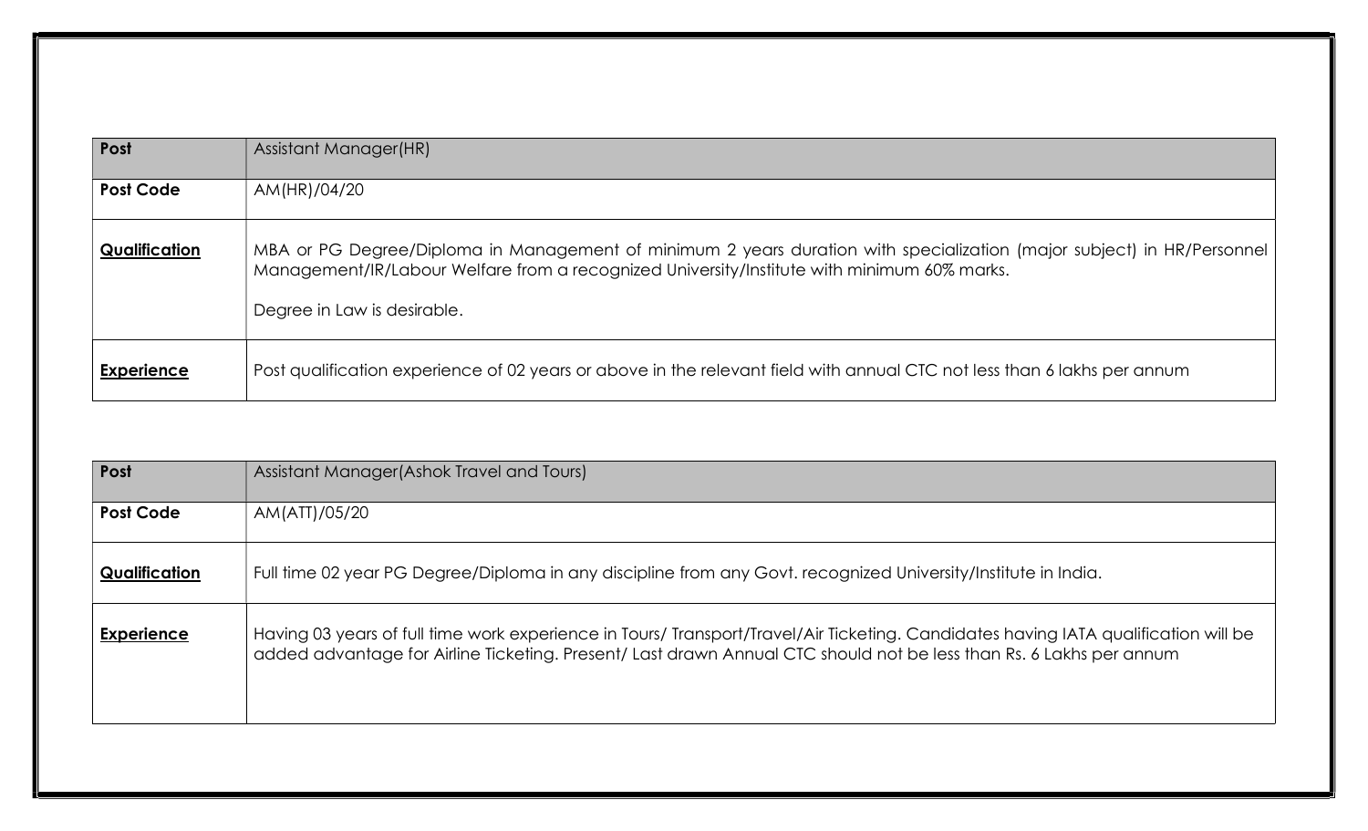| | |
|---|---|
| **Post** | Assistant Manager(HR) |
| **Post Code** | AM(HR)/04/20 |
| **Qualification** | MBA or PG Degree/Diploma in Management of minimum 2 years duration with specialization (major subject) in HR/Personnel Management/IR/Labour Welfare from a recognized University/Institute with minimum 60% marks.<br><br>Degree in Law is desirable. |
| **Experience** | Post qualification experience of 02 years or above in the relevant field with annual CTC not less than 6 lakhs per annum |

| | |
|---|---|
| **Post** | Assistant Manager(Ashok Travel and Tours) |
| **Post Code** | AM(ATT)/05/20 |
| **Qualification** | Full time 02 year PG Degree/Diploma in any discipline from any Govt. recognized University/Institute in India. |
| **Experience** | Having 03 years of full time work experience in Tours/ Transport/Travel/Air Ticketing. Candidates having IATA qualification will be added advantage for Airline Ticketing. Present/ Last drawn Annual CTC should not be less than Rs. 6 Lakhs per annum |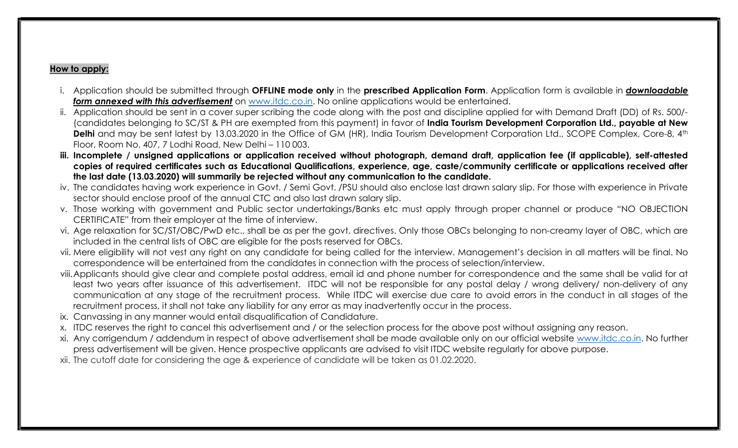**How to apply:**

i. Application should be submitted through **OFFLINE mode only** in the **prescribed Application Form**. Application form is available in ***downloadable form annexed with this advertisement*** on www.itdc.co.in. No online applications would be entertained.

ii. Application should be sent in a cover super scribing the code along with the post and discipline applied for with Demand Draft (DD) of Rs. 500/- (candidates belonging to SC/ST & PH are exempted from this payment) in favor of **India Tourism Development Corporation Ltd., payable at New Delhi** and may be sent latest by 13.03.2020 in the Office of GM (HR), India Tourism Development Corporation Ltd., SCOPE Complex, Core-8, 4th Floor, Room No. 407, 7 Lodhi Road, New Delhi – 110 003.

iii. **Incomplete / unsigned applications or application received without photograph, demand draft, application fee (if applicable), self-attested copies of required certificates such as Educational Qualifications, experience, age, caste/community certificate or applications received after the last date (13.03.2020) will summarily be rejected without any communication to the candidate.**

iv. The candidates having work experience in Govt. / Semi Govt. /PSU should also enclose last drawn salary slip. For those with experience in Private sector should enclose proof of the annual CTC and also last drawn salary slip.

v. Those working with government and Public sector undertakings/Banks etc must apply through proper channel or produce "NO OBJECTION CERTIFICATE" from their employer at the time of interview.

vi. Age relaxation for SC/ST/OBC/PwD etc., shall be as per the govt. directives. Only those OBCs belonging to non-creamy layer of OBC, which are included in the central lists of OBC are eligible for the posts reserved for OBCs.

vii. Mere eligibility will not vest any right on any candidate for being called for the interview. Management's decision in all matters will be final. No correspondence will be entertained from the candidates in connection with the process of selection/interview.

viii. Applicants should give clear and complete postal address, email id and phone number for correspondence and the same shall be valid for at least two years after issuance of this advertisement. ITDC will not be responsible for any postal delay / wrong delivery/ non-delivery of any communication at any stage of the recruitment process. While ITDC will exercise due care to avoid errors in the conduct in all stages of the recruitment process, it shall not take any liability for any error as may inadvertently occur in the process.

ix. Canvassing in any manner would entail disqualification of Candidature.

x. ITDC reserves the right to cancel this advertisement and / or the selection process for the above post without assigning any reason.

xi. Any corrigendum / addendum in respect of above advertisement shall be made available only on our official website www.itdc.co.in. No further press advertisement will be given. Hence prospective applicants are advised to visit ITDC website regularly for above purpose.

xii. The cutoff date for considering the age & experience of candidate will be taken as 01.02.2020.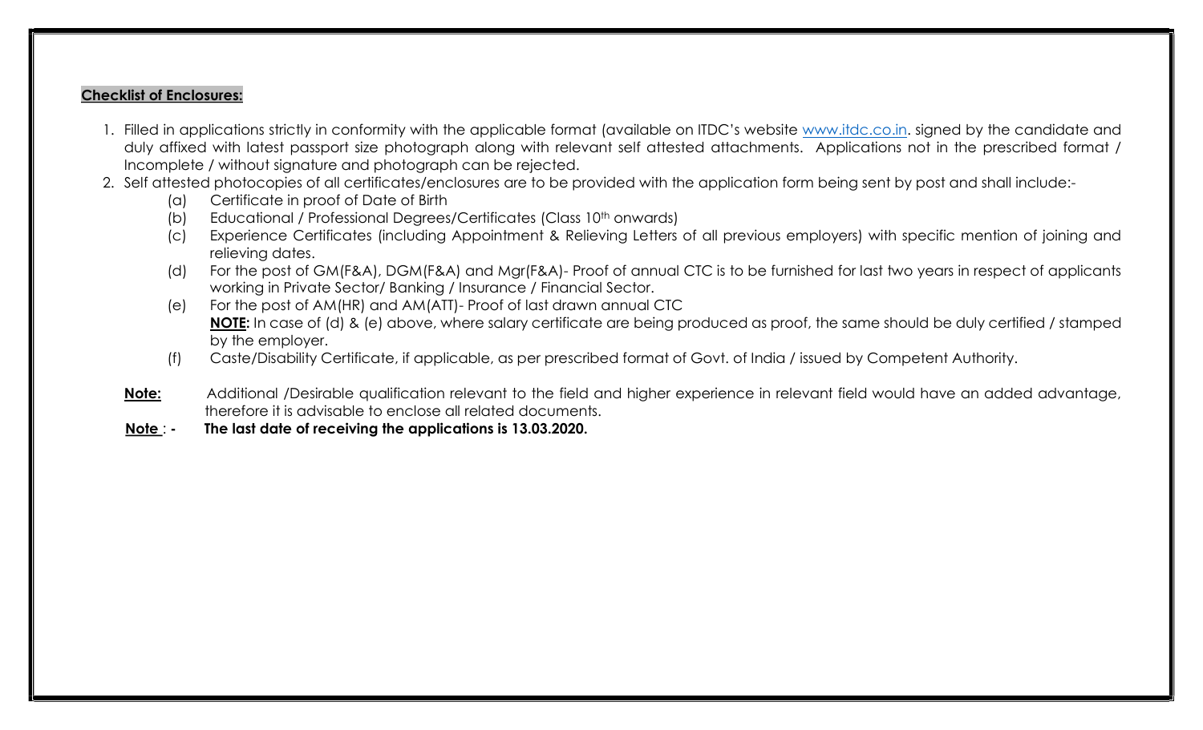**Checklist of Enclosures:**

1. Filled in applications strictly in conformity with the applicable format (available on ITDC's website [www.itdc.co.in](http://www.itdc.co.in). signed by the candidate and duly affixed with latest passport size photograph along with relevant self attested attachments. Applications not in the prescribed format / Incomplete / without signature and photograph can be rejected.
2. Self attested photocopies of all certificates/enclosures are to be provided with the application form being sent by post and shall include:-
   - (a) Certificate in proof of Date of Birth
   - (b) Educational / Professional Degrees/Certificates (Class 10th onwards)
   - (c) Experience Certificates (including Appointment & Relieving Letters of all previous employers) with specific mention of joining and relieving dates.
   - (d) For the post of GM(F&A), DGM(F&A) and Mgr(F&A)- Proof of annual CTC is to be furnished for last two years in respect of applicants working in Private Sector/ Banking / Insurance / Financial Sector.
   - (e) For the post of AM(HR) and AM(ATT)- Proof of last drawn annual CTC

     **NOTE:** In case of (d) & (e) above, where salary certificate are being produced as proof, the same should be duly certified / stamped by the employer.
   - (f) Caste/Disability Certificate, if applicable, as per prescribed format of Govt. of India / issued by Competent Authority.

**Note:** Additional /Desirable qualification relevant to the field and higher experience in relevant field would have an added advantage, therefore it is advisable to enclose all related documents.

**Note : - The last date of receiving the applications is 13.03.2020.**